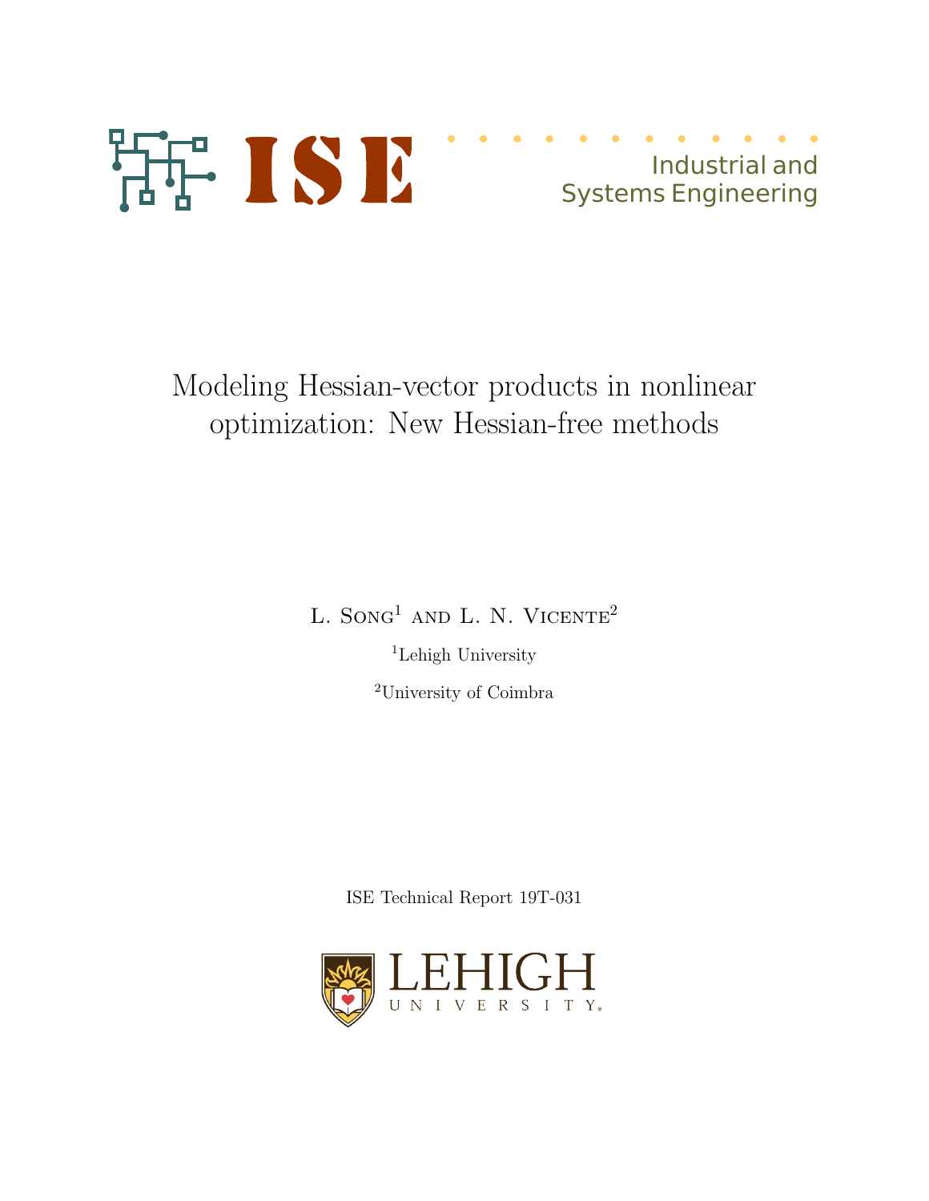ISE

Industrial and Systems Engineering

# Modeling Hessian-vector products in nonlinear optimization: New Hessian-free methods

L. Song[1] and L. N. Vicente[2]

[1]Lehigh University

[2]University of Coimbra

ISE Technical Report 19T-031

LEHIGH UNIVERSITY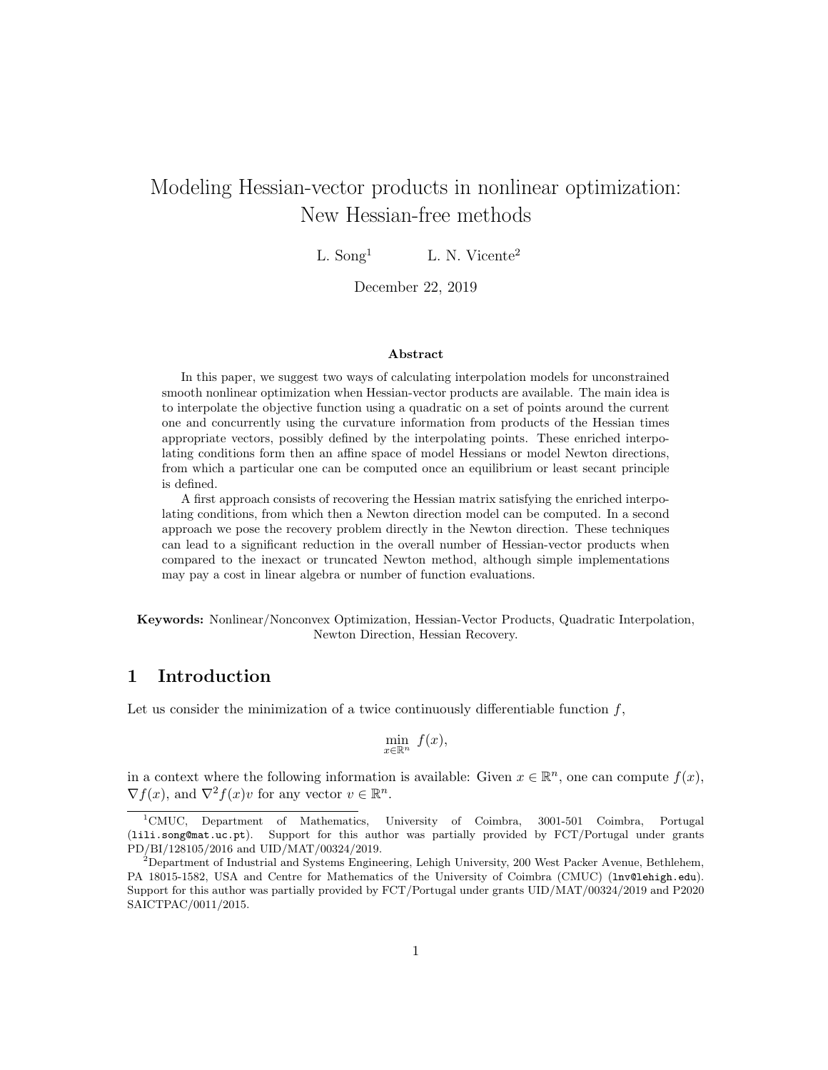# Modeling Hessian-vector products in nonlinear optimization: New Hessian-free methods

L. Song[1] L. N. Vicente[2]

December 22, 2019

### Abstract

In this paper, we suggest two ways of calculating interpolation models for unconstrained smooth nonlinear optimization when Hessian-vector products are available. The main idea is to interpolate the objective function using a quadratic on a set of points around the current one and concurrently using the curvature information from products of the Hessian times appropriate vectors, possibly defined by the interpolating points. These enriched interpolating conditions form then an affine space of model Hessians or model Newton directions, from which a particular one can be computed once an equilibrium or least secant principle is defined.

A first approach consists of recovering the Hessian matrix satisfying the enriched interpolating conditions, from which then a Newton direction model can be computed. In a second approach we pose the recovery problem directly in the Newton direction. These techniques can lead to a significant reduction in the overall number of Hessian-vector products when compared to the inexact or truncated Newton method, although simple implementations may pay a cost in linear algebra or number of function evaluations.

**Keywords:** Nonlinear/Nonconvex Optimization, Hessian-Vector Products, Quadratic Interpolation, Newton Direction, Hessian Recovery.

## 1 Introduction

Let us consider the minimization of a twice continuously differentiable function $f$,

$$\min_{x \in \mathbb{R}^n} \; f(x),$$

in a context where the following information is available: Given $x \in \mathbb{R}^n$, one can compute $f(x)$, $\nabla f(x)$, and $\nabla^2 f(x) v$ for any vector $v \in \mathbb{R}^n$.

[1]CMUC, Department of Mathematics, University of Coimbra, 3001-501 Coimbra, Portugal (lili.song@mat.uc.pt). Support for this author was partially provided by FCT/Portugal under grants PD/BI/128105/2016 and UID/MAT/00324/2019.

[2]Department of Industrial and Systems Engineering, Lehigh University, 200 West Packer Avenue, Bethlehem, PA 18015-1582, USA and Centre for Mathematics of the University of Coimbra (CMUC) (lnv@lehigh.edu). Support for this author was partially provided by FCT/Portugal under grants UID/MAT/00324/2019 and P2020 SAICTPAC/0011/2015.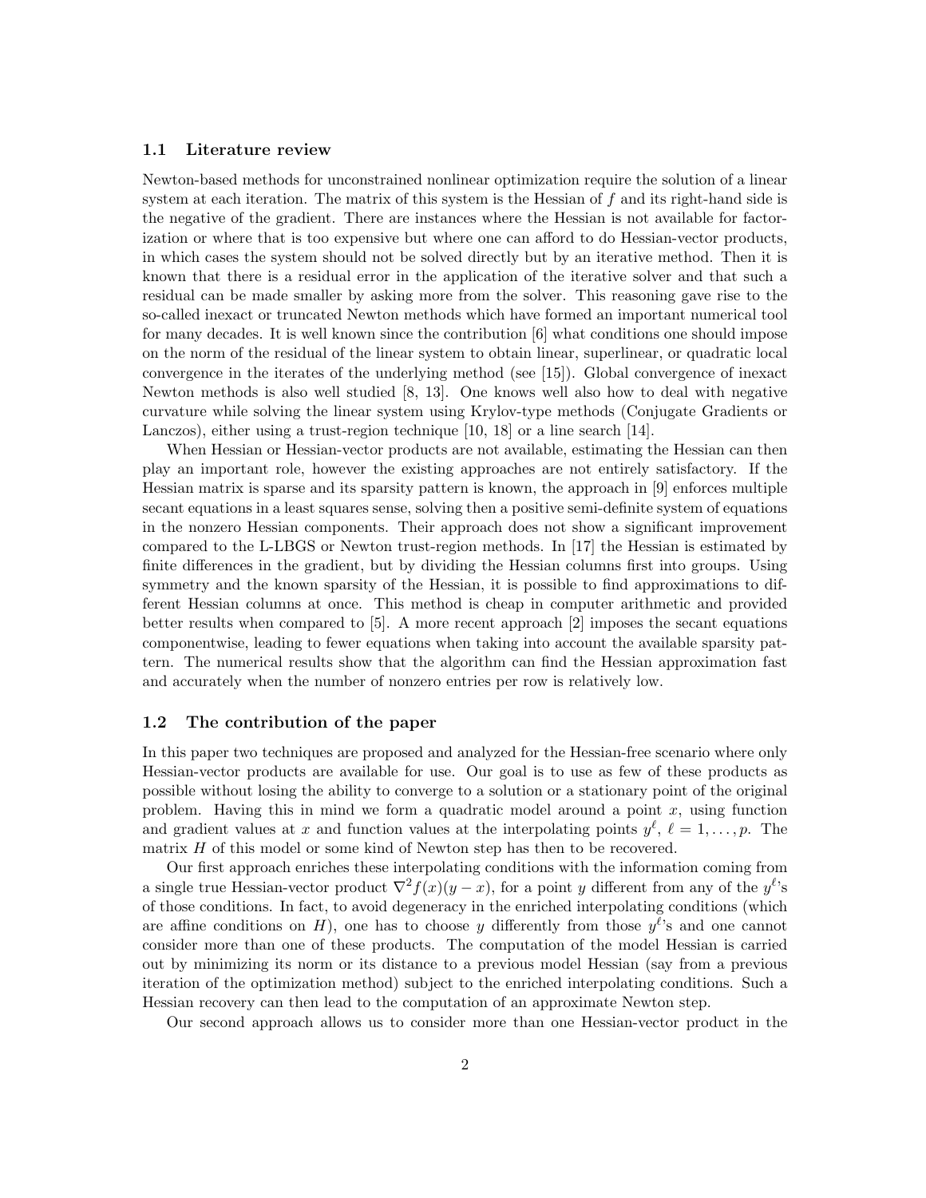### 1.1 Literature review

Newton-based methods for unconstrained nonlinear optimization require the solution of a linear system at each iteration. The matrix of this system is the Hessian of $f$ and its right-hand side is the negative of the gradient. There are instances where the Hessian is not available for factorization or where that is too expensive but where one can afford to do Hessian-vector products, in which cases the system should not be solved directly but by an iterative method. Then it is known that there is a residual error in the application of the iterative solver and that such a residual can be made smaller by asking more from the solver. This reasoning gave rise to the so-called inexact or truncated Newton methods which have formed an important numerical tool for many decades. It is well known since the contribution [6] what conditions one should impose on the norm of the residual of the linear system to obtain linear, superlinear, or quadratic local convergence in the iterates of the underlying method (see [15]). Global convergence of inexact Newton methods is also well studied [8, 13]. One knows well also how to deal with negative curvature while solving the linear system using Krylov-type methods (Conjugate Gradients or Lanczos), either using a trust-region technique [10, 18] or a line search [14].

When Hessian or Hessian-vector products are not available, estimating the Hessian can then play an important role, however the existing approaches are not entirely satisfactory. If the Hessian matrix is sparse and its sparsity pattern is known, the approach in [9] enforces multiple secant equations in a least squares sense, solving then a positive semi-definite system of equations in the nonzero Hessian components. Their approach does not show a significant improvement compared to the L-LBGS or Newton trust-region methods. In [17] the Hessian is estimated by finite differences in the gradient, but by dividing the Hessian columns first into groups. Using symmetry and the known sparsity of the Hessian, it is possible to find approximations to different Hessian columns at once. This method is cheap in computer arithmetic and provided better results when compared to [5]. A more recent approach [2] imposes the secant equations componentwise, leading to fewer equations when taking into account the available sparsity pattern. The numerical results show that the algorithm can find the Hessian approximation fast and accurately when the number of nonzero entries per row is relatively low.

### 1.2 The contribution of the paper

In this paper two techniques are proposed and analyzed for the Hessian-free scenario where only Hessian-vector products are available for use. Our goal is to use as few of these products as possible without losing the ability to converge to a solution or a stationary point of the original problem. Having this in mind we form a quadratic model around a point $x$, using function and gradient values at $x$ and function values at the interpolating points $y^\ell$, $\ell = 1, \ldots, p$. The matrix $H$ of this model or some kind of Newton step has then to be recovered.

Our first approach enriches these interpolating conditions with the information coming from a single true Hessian-vector product $\nabla^2 f(x)(y - x)$, for a point $y$ different from any of the $y^\ell$'s of those conditions. In fact, to avoid degeneracy in the enriched interpolating conditions (which are affine conditions on $H$), one has to choose $y$ differently from those $y^\ell$'s and one cannot consider more than one of these products. The computation of the model Hessian is carried out by minimizing its norm or its distance to a previous model Hessian (say from a previous iteration of the optimization method) subject to the enriched interpolating conditions. Such a Hessian recovery can then lead to the computation of an approximate Newton step.

Our second approach allows us to consider more than one Hessian-vector product in the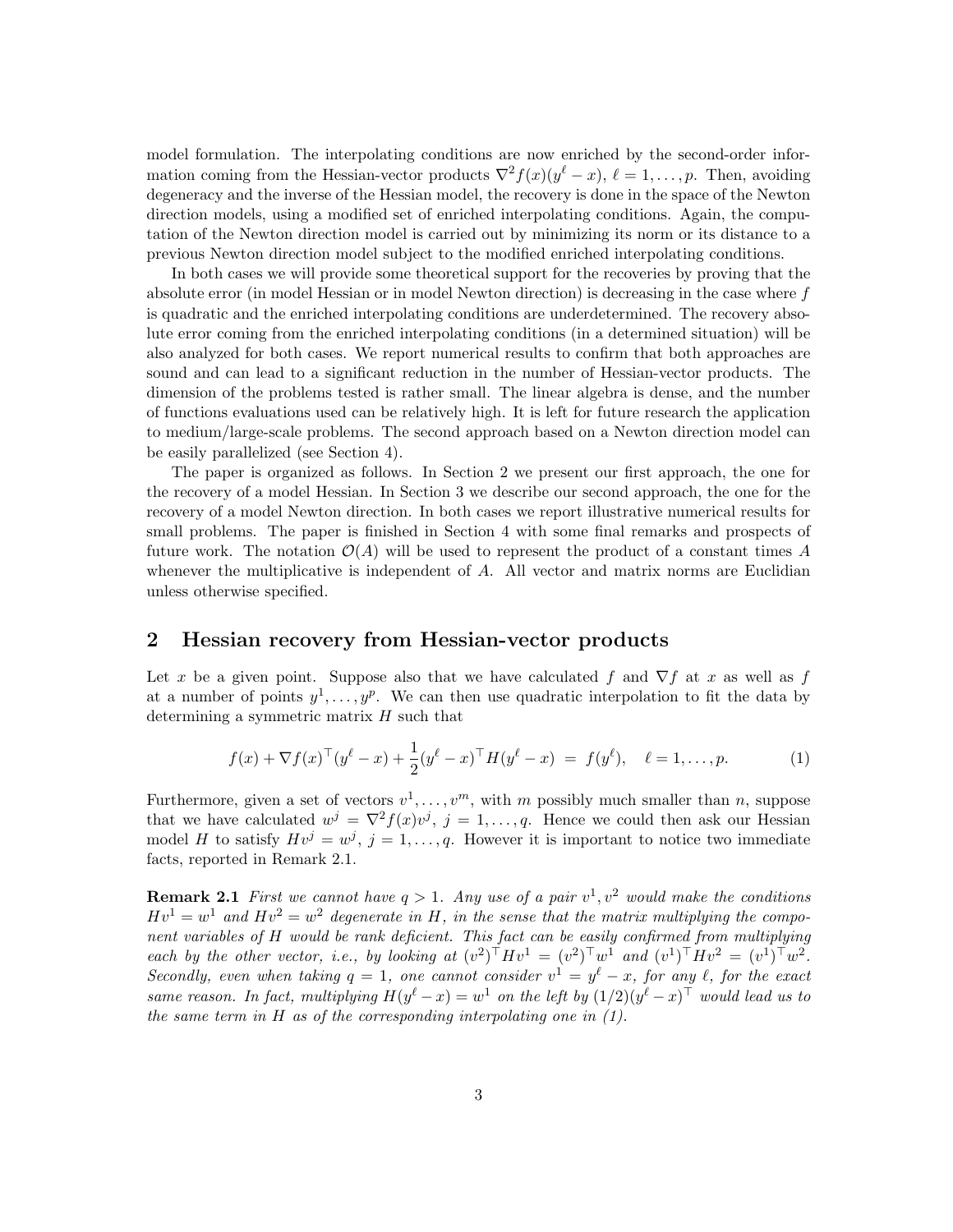model formulation. The interpolating conditions are now enriched by the second-order information coming from the Hessian-vector products $\nabla^2 f(x)(y^\ell - x)$, $\ell = 1, \ldots, p$. Then, avoiding degeneracy and the inverse of the Hessian model, the recovery is done in the space of the Newton direction models, using a modified set of enriched interpolating conditions. Again, the computation of the Newton direction model is carried out by minimizing its norm or its distance to a previous Newton direction model subject to the modified enriched interpolating conditions.

In both cases we will provide some theoretical support for the recoveries by proving that the absolute error (in model Hessian or in model Newton direction) is decreasing in the case where $f$ is quadratic and the enriched interpolating conditions are underdetermined. The recovery absolute error coming from the enriched interpolating conditions (in a determined situation) will be also analyzed for both cases. We report numerical results to confirm that both approaches are sound and can lead to a significant reduction in the number of Hessian-vector products. The dimension of the problems tested is rather small. The linear algebra is dense, and the number of functions evaluations used can be relatively high. It is left for future research the application to medium/large-scale problems. The second approach based on a Newton direction model can be easily parallelized (see Section 4).

The paper is organized as follows. In Section 2 we present our first approach, the one for the recovery of a model Hessian. In Section 3 we describe our second approach, the one for the recovery of a model Newton direction. In both cases we report illustrative numerical results for small problems. The paper is finished in Section 4 with some final remarks and prospects of future work. The notation $\mathcal{O}(A)$ will be used to represent the product of a constant times $A$ whenever the multiplicative is independent of $A$. All vector and matrix norms are Euclidian unless otherwise specified.

## 2 Hessian recovery from Hessian-vector products

Let $x$ be a given point. Suppose also that we have calculated $f$ and $\nabla f$ at $x$ as well as $f$ at a number of points $y^1, \ldots, y^p$. We can then use quadratic interpolation to fit the data by determining a symmetric matrix $H$ such that

$$f(x) + \nabla f(x)^\top (y^\ell - x) + \frac{1}{2}(y^\ell - x)^\top H (y^\ell - x) \;=\; f(y^\ell), \quad \ell = 1, \ldots, p. \tag{1}$$

Furthermore, given a set of vectors $v^1, \ldots, v^m$, with $m$ possibly much smaller than $n$, suppose that we have calculated $w^j = \nabla^2 f(x) v^j$, $j = 1, \ldots, q$. Hence we could then ask our Hessian model $H$ to satisfy $H v^j = w^j$, $j = 1, \ldots, q$. However it is important to notice two immediate facts, reported in Remark 2.1.

**Remark 2.1** *First we cannot have $q > 1$. Any use of a pair $v^1, v^2$ would make the conditions $Hv^1 = w^1$ and $Hv^2 = w^2$ degenerate in $H$, in the sense that the matrix multiplying the component variables of $H$ would be rank deficient. This fact can be easily confirmed from multiplying each by the other vector, i.e., by looking at $(v^2)^\top H v^1 = (v^2)^\top w^1$ and $(v^1)^\top H v^2 = (v^1)^\top w^2$. Secondly, even when taking $q = 1$, one cannot consider $v^1 = y^\ell - x$, for any $\ell$, for the exact same reason. In fact, multiplying $H(y^\ell - x) = w^1$ on the left by $(1/2)(y^\ell - x)^\top$ would lead us to the same term in $H$ as of the corresponding interpolating one in (1).*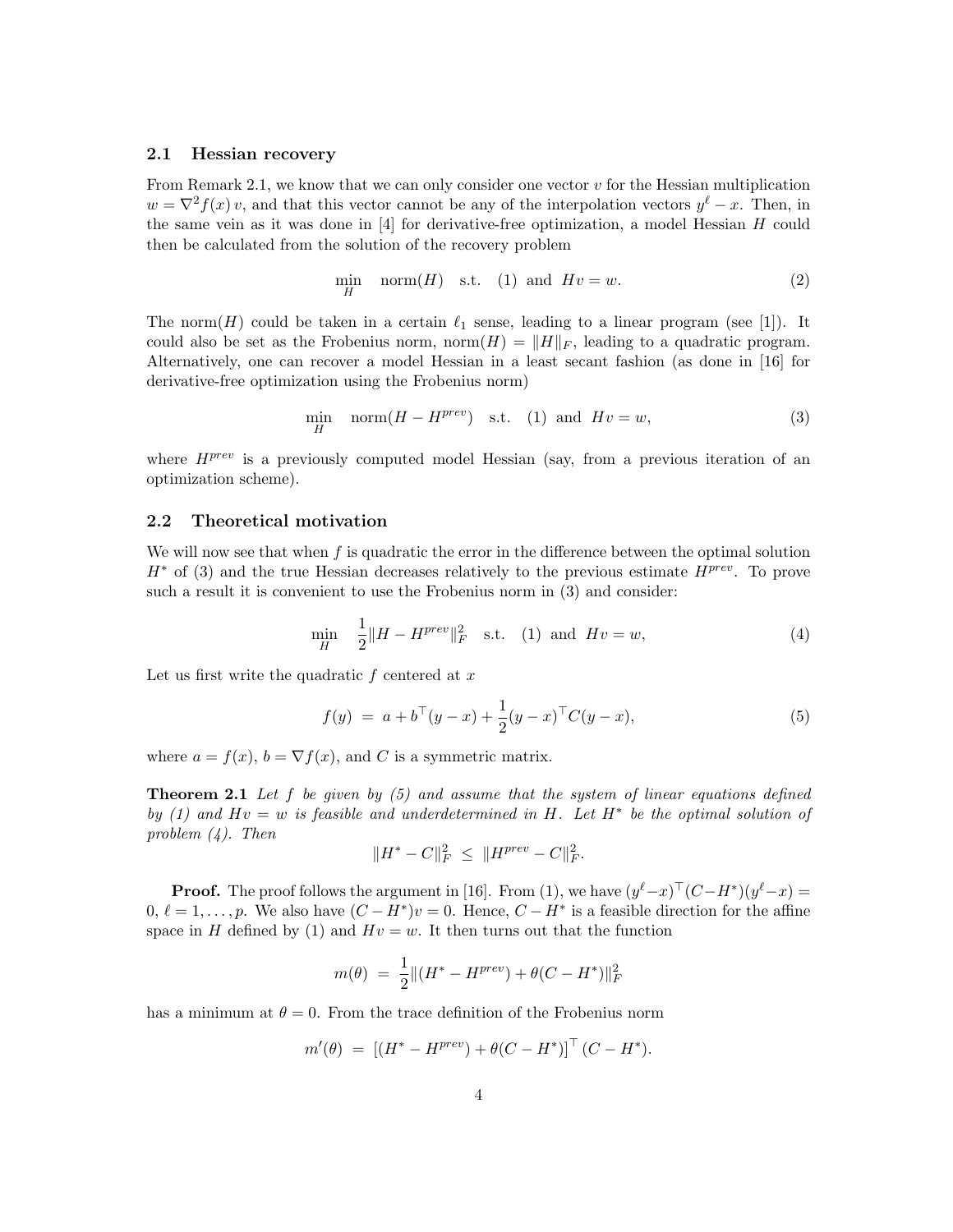### 2.1 Hessian recovery

From Remark 2.1, we know that we can only consider one vector $v$ for the Hessian multiplication $w = \nabla^2 f(x)\, v$, and that this vector cannot be any of the interpolation vectors $y^\ell - x$. Then, in the same vein as it was done in [4] for derivative-free optimization, a model Hessian $H$ could then be calculated from the solution of the recovery problem

$$\min_{H} \quad \text{norm}(H) \quad \text{s.t.} \quad (1) \text{ and } Hv = w. \tag{2}$$

The norm$(H)$ could be taken in a certain $\ell_1$ sense, leading to a linear program (see [1]). It could also be set as the Frobenius norm, norm$(H) = \|H\|_F$, leading to a quadratic program. Alternatively, one can recover a model Hessian in a least secant fashion (as done in [16] for derivative-free optimization using the Frobenius norm)

$$\min_{H} \quad \text{norm}(H - H^{prev}) \quad \text{s.t.} \quad (1) \text{ and } Hv = w, \tag{3}$$

where $H^{prev}$ is a previously computed model Hessian (say, from a previous iteration of an optimization scheme).

### 2.2 Theoretical motivation

We will now see that when $f$ is quadratic the error in the difference between the optimal solution $H^*$ of (3) and the true Hessian decreases relatively to the previous estimate $H^{prev}$. To prove such a result it is convenient to use the Frobenius norm in (3) and consider:

$$\min_{H} \quad \frac{1}{2}\|H - H^{prev}\|_F^2 \quad \text{s.t.} \quad (1) \text{ and } Hv = w, \tag{4}$$

Let us first write the quadratic $f$ centered at $x$

$$f(y) \;=\; a + b^\top (y-x) + \frac{1}{2}(y-x)^\top C (y-x), \tag{5}$$

where $a = f(x)$, $b = \nabla f(x)$, and $C$ is a symmetric matrix.

**Theorem 2.1** *Let $f$ be given by (5) and assume that the system of linear equations defined by (1) and $Hv = w$ is feasible and underdetermined in $H$. Let $H^*$ be the optimal solution of problem (4). Then*

$$\|H^* - C\|_F^2 \;\leq\; \|H^{prev} - C\|_F^2.$$

**Proof.** The proof follows the argument in [16]. From (1), we have $(y^\ell - x)^\top (C - H^*)(y^\ell - x) = 0$, $\ell = 1, \ldots, p$. We also have $(C - H^*)v = 0$. Hence, $C - H^*$ is a feasible direction for the affine space in $H$ defined by (1) and $Hv = w$. It then turns out that the function

$$m(\theta) \;=\; \frac{1}{2}\|(H^* - H^{prev}) + \theta(C - H^*)\|_F^2$$

has a minimum at $\theta = 0$. From the trace definition of the Frobenius norm

$$m'(\theta) \;=\; \left[(H^* - H^{prev}) + \theta(C - H^*)\right]^\top (C - H^*).$$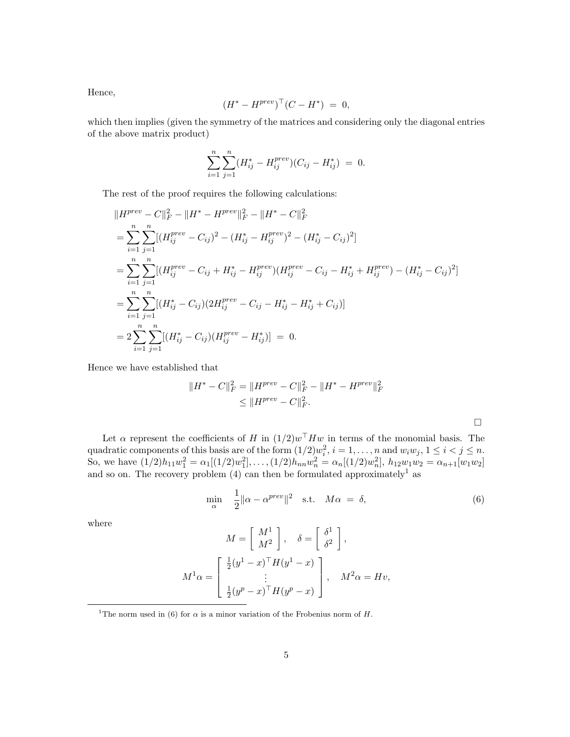Hence,

$$(H^* - H^{prev})^\top (C - H^*) \;=\; 0,$$

which then implies (given the symmetry of the matrices and considering only the diagonal entries of the above matrix product)

$$\sum_{i=1}^{n} \sum_{j=1}^{n} (H^*_{ij} - H^{prev}_{ij})(C_{ij} - H^*_{ij}) \;=\; 0.$$

The rest of the proof requires the following calculations:

$$
\begin{aligned}
& \|H^{prev} - C\|_F^2 - \|H^* - H^{prev}\|_F^2 - \|H^* - C\|_F^2 \\
&= \sum_{i=1}^{n} \sum_{j=1}^{n} [(H^{prev}_{ij} - C_{ij})^2 - (H^*_{ij} - H^{prev}_{ij})^2 - (H^*_{ij} - C_{ij})^2] \\
&= \sum_{i=1}^{n} \sum_{j=1}^{n} [(H^{prev}_{ij} - C_{ij} + H^*_{ij} - H^{prev}_{ij})(H^{prev}_{ij} - C_{ij} - H^*_{ij} + H^{prev}_{ij}) - (H^*_{ij} - C_{ij})^2] \\
&= \sum_{i=1}^{n} \sum_{j=1}^{n} [(H^*_{ij} - C_{ij})(2H^{prev}_{ij} - C_{ij} - H^*_{ij} - H^*_{ij} + C_{ij})] \\
&= 2 \sum_{i=1}^{n} \sum_{j=1}^{n} [(H^*_{ij} - C_{ij})(H^{prev}_{ij} - H^*_{ij})] \;=\; 0.
\end{aligned}
$$

Hence we have established that

$$
\begin{aligned}
\|H^* - C\|_F^2 &= \|H^{prev} - C\|_F^2 - \|H^* - H^{prev}\|_F^2 \\
&\leq \|H^{prev} - C\|_F^2.
\end{aligned}
$$

□

Let $\alpha$ represent the coefficients of $H$ in $(1/2)w^\top H w$ in terms of the monomial basis. The quadratic components of this basis are of the form $(1/2)w_i^2$, $i = 1, \ldots, n$ and $w_i w_j$, $1 \leq i < j \leq n$. So, we have $(1/2)h_{11}w_1^2 = \alpha_1[(1/2)w_1^2], \ldots, (1/2)h_{nn}w_n^2 = \alpha_n[(1/2)w_n^2]$, $h_{12}w_1 w_2 = \alpha_{n+1}[w_1 w_2]$ and so on. The recovery problem (4) can then be formulated approximately[1] as

$$\min_{\alpha} \quad \frac{1}{2}\|\alpha - \alpha^{prev}\|^2 \quad \text{s.t.} \quad M\alpha \;=\; \delta, \tag{6}$$

where

$$M = \begin{bmatrix} M^1 \\ M^2 \end{bmatrix}, \quad \delta = \begin{bmatrix} \delta^1 \\ \delta^2 \end{bmatrix},$$

$$M^1 \alpha = \begin{bmatrix} \frac{1}{2}(y^1 - x)^\top H (y^1 - x) \\ \vdots \\ \frac{1}{2}(y^p - x)^\top H (y^p - x) \end{bmatrix}, \quad M^2 \alpha = Hv,$$

[1] The norm used in (6) for $\alpha$ is a minor variation of the Frobenius norm of $H$.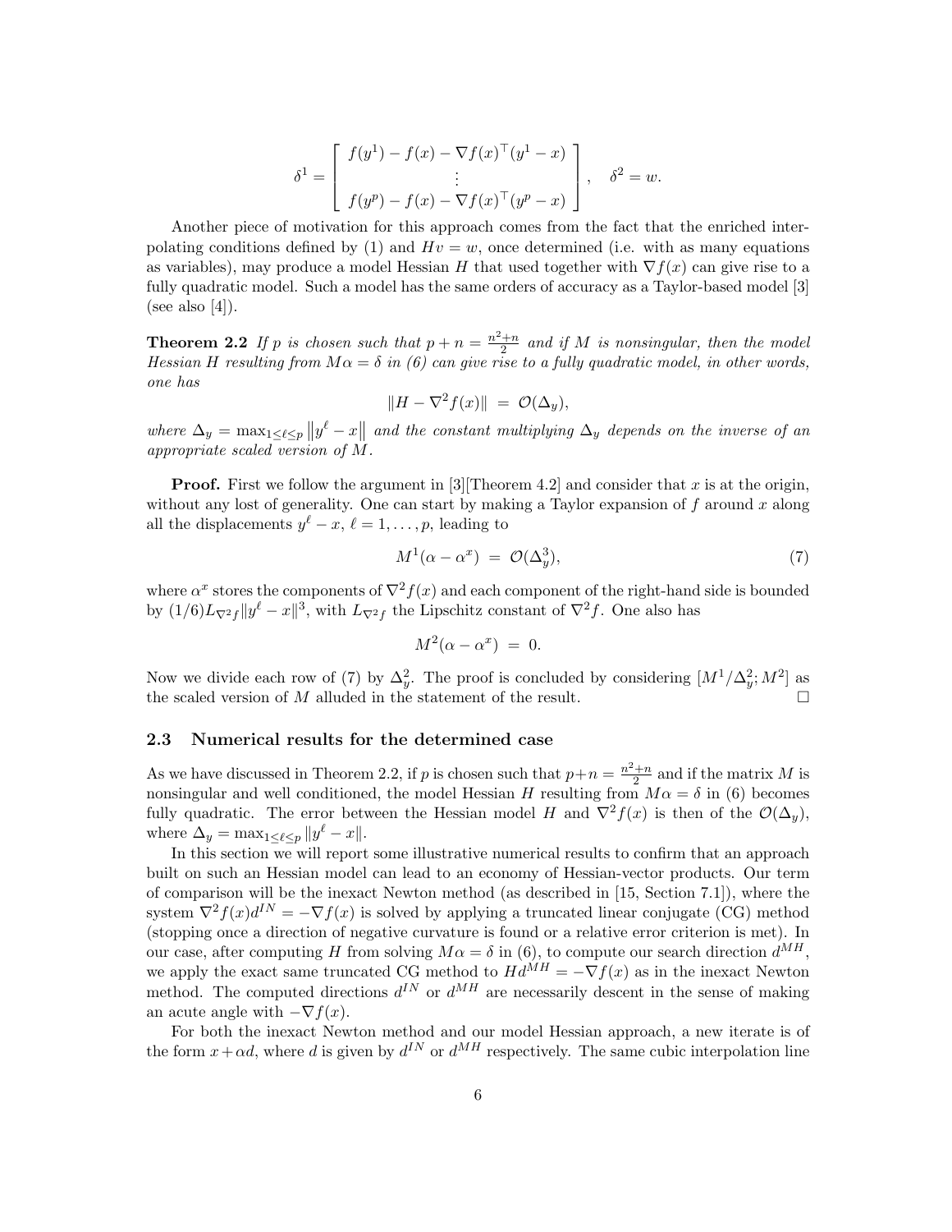$$
\delta^1 = \left[ \begin{array}{c} f(y^1) - f(x) - \nabla f(x)^\top (y^1 - x) \\ \vdots \\ f(y^p) - f(x) - \nabla f(x)^\top (y^p - x) \end{array} \right], \quad \delta^2 = w.
$$

Another piece of motivation for this approach comes from the fact that the enriched interpolating conditions defined by (1) and $Hv = w$, once determined (i.e. with as many equations as variables), may produce a model Hessian $H$ that used together with $\nabla f(x)$ can give rise to a fully quadratic model. Such a model has the same orders of accuracy as a Taylor-based model [3] (see also [4]).

**Theorem 2.2** *If $p$ is chosen such that $p + n = \frac{n^2+n}{2}$ and if $M$ is nonsingular, then the model Hessian $H$ resulting from $M\alpha = \delta$ in (6) can give rise to a fully quadratic model, in other words, one has*

$$
\|H - \nabla^2 f(x)\| \;=\; \mathcal{O}(\Delta_y),
$$

*where $\Delta_y = \max_{1 \leq \ell \leq p} \|y^\ell - x\|$ and the constant multiplying $\Delta_y$ depends on the inverse of an appropriate scaled version of $M$.*

**Proof.** First we follow the argument in [3][Theorem 4.2] and consider that $x$ is at the origin, without any lost of generality. One can start by making a Taylor expansion of $f$ around $x$ along all the displacements $y^\ell - x$, $\ell = 1, \ldots, p$, leading to

$$
M^1(\alpha - \alpha^x) \;=\; \mathcal{O}(\Delta_y^3), \tag{7}
$$

where $\alpha^x$ stores the components of $\nabla^2 f(x)$ and each component of the right-hand side is bounded by $(1/6)L_{\nabla^2 f}\|y^\ell - x\|^3$, with $L_{\nabla^2 f}$ the Lipschitz constant of $\nabla^2 f$. One also has

$$
M^2(\alpha - \alpha^x) \;=\; 0.
$$

Now we divide each row of (7) by $\Delta_y^2$. The proof is concluded by considering $[M^1/\Delta_y^2; M^2]$ as the scaled version of $M$ alluded in the statement of the result. $\square$

### 2.3 Numerical results for the determined case

As we have discussed in Theorem 2.2, if $p$ is chosen such that $p+n = \frac{n^2+n}{2}$ and if the matrix $M$ is nonsingular and well conditioned, the model Hessian $H$ resulting from $M\alpha = \delta$ in (6) becomes fully quadratic. The error between the Hessian model $H$ and $\nabla^2 f(x)$ is then of the $\mathcal{O}(\Delta_y)$, where $\Delta_y = \max_{1 \leq \ell \leq p} \|y^\ell - x\|$.

In this section we will report some illustrative numerical results to confirm that an approach built on such an Hessian model can lead to an economy of Hessian-vector products. Our term of comparison will be the inexact Newton method (as described in [15, Section 7.1]), where the system $\nabla^2 f(x) d^{IN} = -\nabla f(x)$ is solved by applying a truncated linear conjugate (CG) method (stopping once a direction of negative curvature is found or a relative error criterion is met). In our case, after computing $H$ from solving $M\alpha = \delta$ in (6), to compute our search direction $d^{MH}$, we apply the exact same truncated CG method to $Hd^{MH} = -\nabla f(x)$ as in the inexact Newton method. The computed directions $d^{IN}$ or $d^{MH}$ are necessarily descent in the sense of making an acute angle with $-\nabla f(x)$.

For both the inexact Newton method and our model Hessian approach, a new iterate is of the form $x + \alpha d$, where $d$ is given by $d^{IN}$ or $d^{MH}$ respectively. The same cubic interpolation line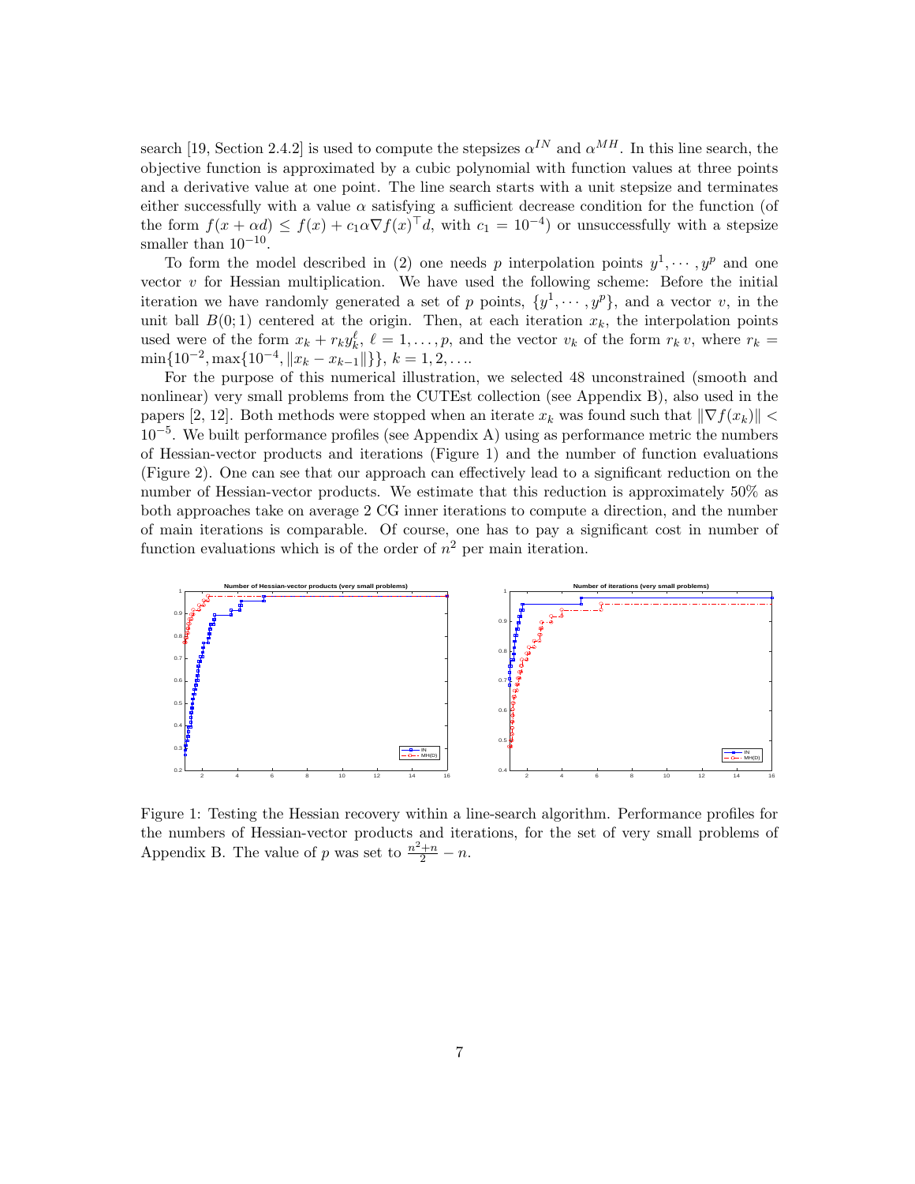search [19, Section 2.4.2] is used to compute the stepsizes $\alpha^{IN}$ and $\alpha^{MH}$. In this line search, the objective function is approximated by a cubic polynomial with function values at three points and a derivative value at one point. The line search starts with a unit stepsize and terminates either successfully with a value $\alpha$ satisfying a sufficient decrease condition for the function (of the form $f(x + \alpha d) \leq f(x) + c_1 \alpha \nabla f(x)^\top d$, with $c_1 = 10^{-4}$) or unsuccessfully with a stepsize smaller than $10^{-10}$.

To form the model described in (2) one needs $p$ interpolation points $y^1, \cdots, y^p$ and one vector $v$ for Hessian multiplication. We have used the following scheme: Before the initial iteration we have randomly generated a set of $p$ points, $\{y^1, \cdots, y^p\}$, and a vector $v$, in the unit ball $B(0;1)$ centered at the origin. Then, at each iteration $x_k$, the interpolation points used were of the form $x_k + r_k y_k^\ell$, $\ell = 1, \ldots, p$, and the vector $v_k$ of the form $r_k\, v$, where $r_k = \min\{10^{-2}, \max\{10^{-4}, \|x_k - x_{k-1}\|\}\}$, $k = 1, 2, \ldots$.

For the purpose of this numerical illustration, we selected 48 unconstrained (smooth and nonlinear) very small problems from the CUTEst collection (see Appendix B), also used in the papers [2, 12]. Both methods were stopped when an iterate $x_k$ was found such that $\|\nabla f(x_k)\| < 10^{-5}$. We built performance profiles (see Appendix A) using as performance metric the numbers of Hessian-vector products and iterations (Figure 1) and the number of function evaluations (Figure 2). One can see that our approach can effectively lead to a significant reduction on the number of Hessian-vector products. We estimate that this reduction is approximately 50% as both approaches take on average 2 CG inner iterations to compute a direction, and the number of main iterations is comparable. Of course, one has to pay a significant cost in number of function evaluations which is of the order of $n^2$ per main iteration.

Figure 1: Testing the Hessian recovery within a line-search algorithm. Performance profiles for the numbers of Hessian-vector products and iterations, for the set of very small problems of Appendix B. The value of $p$ was set to $\frac{n^2+n}{2} - n$.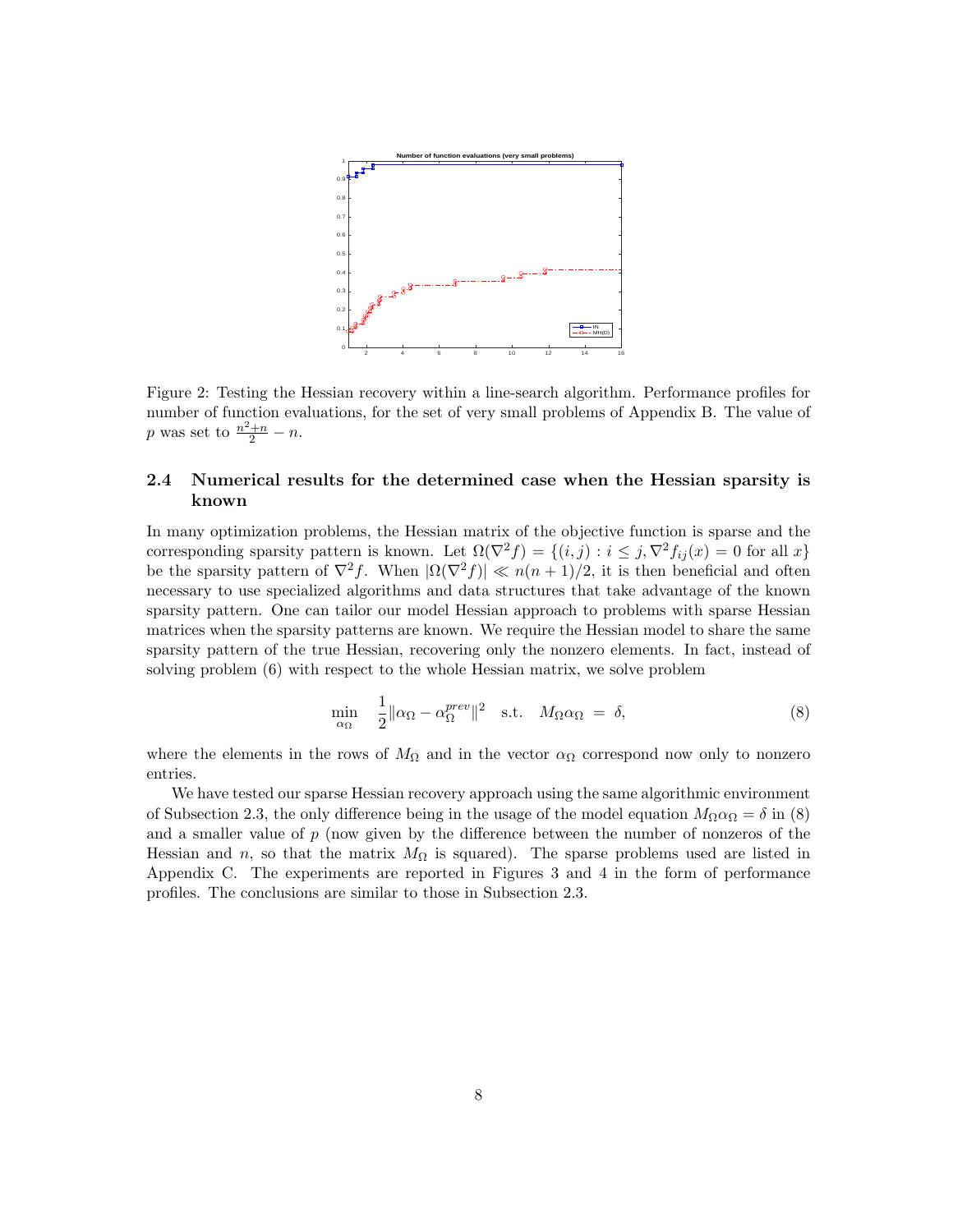Figure 2: Testing the Hessian recovery within a line-search algorithm. Performance profiles for number of function evaluations, for the set of very small problems of Appendix B. The value of $p$ was set to $\frac{n^2+n}{2} - n$.

### 2.4 Numerical results for the determined case when the Hessian sparsity is known

In many optimization problems, the Hessian matrix of the objective function is sparse and the corresponding sparsity pattern is known. Let $\Omega(\nabla^2 f) = \{(i,j) : i \leq j, \nabla^2 f_{ij}(x) = 0 \text{ for all } x\}$ be the sparsity pattern of $\nabla^2 f$. When $|\Omega(\nabla^2 f)| \ll n(n+1)/2$, it is then beneficial and often necessary to use specialized algorithms and data structures that take advantage of the known sparsity pattern. One can tailor our model Hessian approach to problems with sparse Hessian matrices when the sparsity patterns are known. We require the Hessian model to share the same sparsity pattern of the true Hessian, recovering only the nonzero elements. In fact, instead of solving problem (6) with respect to the whole Hessian matrix, we solve problem

$$\min_{\alpha_\Omega} \quad \frac{1}{2}\|\alpha_\Omega - \alpha_\Omega^{prev}\|^2 \quad \text{s.t.} \quad M_\Omega \alpha_\Omega \;=\; \delta, \tag{8}$$

where the elements in the rows of $M_\Omega$ and in the vector $\alpha_\Omega$ correspond now only to nonzero entries.

We have tested our sparse Hessian recovery approach using the same algorithmic environment of Subsection 2.3, the only difference being in the usage of the model equation $M_\Omega \alpha_\Omega = \delta$ in (8) and a smaller value of $p$ (now given by the difference between the number of nonzeros of the Hessian and $n$, so that the matrix $M_\Omega$ is squared). The sparse problems used are listed in Appendix C. The experiments are reported in Figures 3 and 4 in the form of performance profiles. The conclusions are similar to those in Subsection 2.3.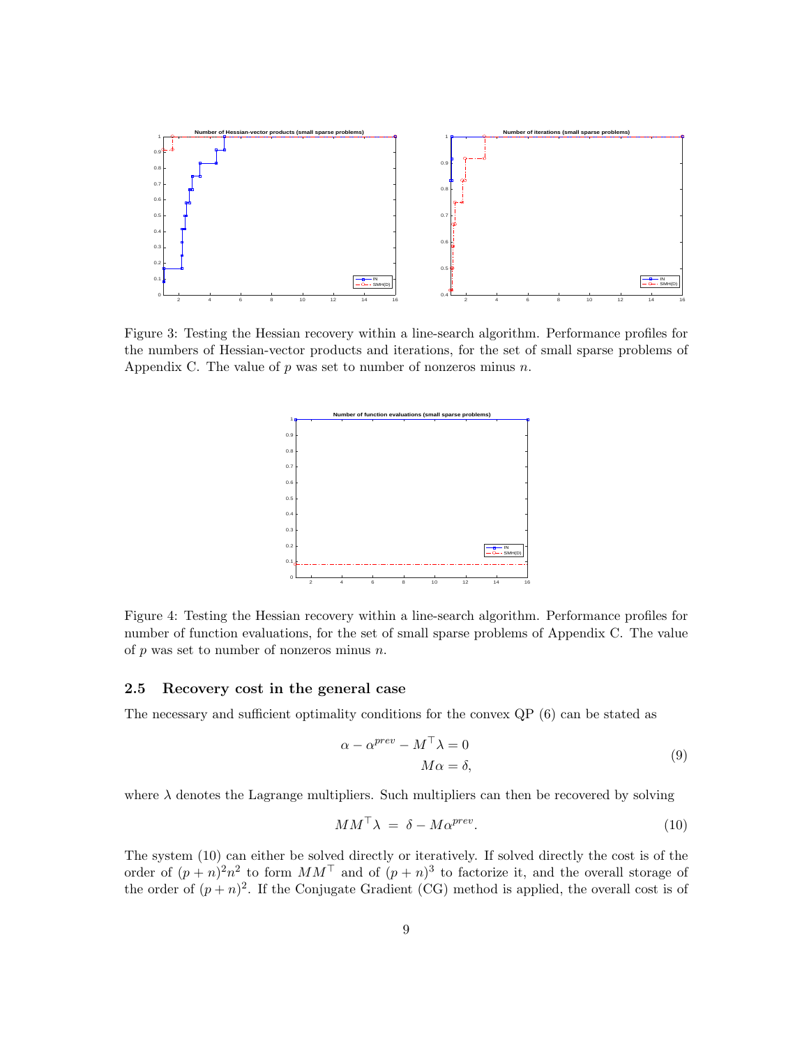Figure 3: Testing the Hessian recovery within a line-search algorithm. Performance profiles for the numbers of Hessian-vector products and iterations, for the set of small sparse problems of Appendix C. The value of $p$ was set to number of nonzeros minus $n$.

Figure 4: Testing the Hessian recovery within a line-search algorithm. Performance profiles for number of function evaluations, for the set of small sparse problems of Appendix C. The value of $p$ was set to number of nonzeros minus $n$.

### 2.5 Recovery cost in the general case

The necessary and sufficient optimality conditions for the convex QP (6) can be stated as

$$\begin{aligned} \alpha - \alpha^{prev} - M^\top \lambda = 0 \\ M\alpha = \delta, \end{aligned} \tag{9}$$

where $\lambda$ denotes the Lagrange multipliers. Such multipliers can then be recovered by solving

$$MM^\top \lambda \;=\; \delta - M\alpha^{prev}. \tag{10}$$

The system (10) can either be solved directly or iteratively. If solved directly the cost is of the order of $(p+n)^2 n^2$ to form $MM^\top$ and of $(p+n)^3$ to factorize it, and the overall storage of the order of $(p+n)^2$. If the Conjugate Gradient (CG) method is applied, the overall cost is of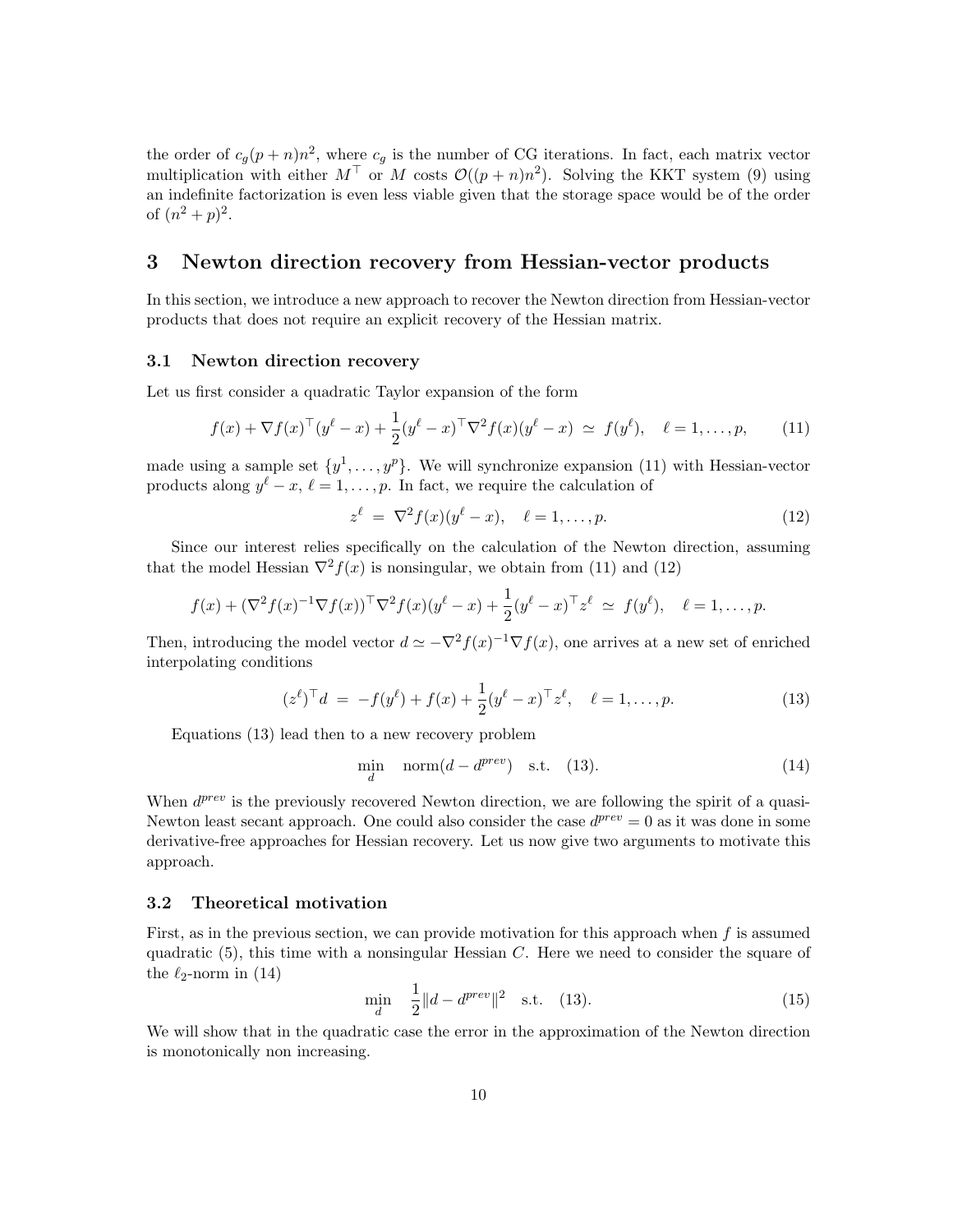the order of $c_g(p+n)n^2$, where $c_g$ is the number of CG iterations. In fact, each matrix vector multiplication with either $M^\top$ or $M$ costs $\mathcal{O}((p+n)n^2)$. Solving the KKT system (9) using an indefinite factorization is even less viable given that the storage space would be of the order of $(n^2+p)^2$.

## 3 Newton direction recovery from Hessian-vector products

In this section, we introduce a new approach to recover the Newton direction from Hessian-vector products that does not require an explicit recovery of the Hessian matrix.

### 3.1 Newton direction recovery

Let us first consider a quadratic Taylor expansion of the form

$$f(x) + \nabla f(x)^\top (y^\ell - x) + \frac{1}{2}(y^\ell - x)^\top \nabla^2 f(x)(y^\ell - x) \;\simeq\; f(y^\ell), \quad \ell = 1, \ldots, p, \tag{11}$$

made using a sample set $\{y^1, \ldots, y^p\}$. We will synchronize expansion (11) with Hessian-vector products along $y^\ell - x$, $\ell = 1, \ldots, p$. In fact, we require the calculation of

$$z^\ell \;=\; \nabla^2 f(x)(y^\ell - x), \quad \ell = 1, \ldots, p. \tag{12}$$

Since our interest relies specifically on the calculation of the Newton direction, assuming that the model Hessian $\nabla^2 f(x)$ is nonsingular, we obtain from (11) and (12)

$$f(x) + (\nabla^2 f(x)^{-1} \nabla f(x))^\top \nabla^2 f(x)(y^\ell - x) + \frac{1}{2}(y^\ell - x)^\top z^\ell \;\simeq\; f(y^\ell), \quad \ell = 1, \ldots, p.$$

Then, introducing the model vector $d \simeq -\nabla^2 f(x)^{-1} \nabla f(x)$, one arrives at a new set of enriched interpolating conditions

$$(z^\ell)^\top d \;=\; -f(y^\ell) + f(x) + \frac{1}{2}(y^\ell - x)^\top z^\ell, \quad \ell = 1, \ldots, p. \tag{13}$$

Equations (13) lead then to a new recovery problem

$$\min_d \quad \mathrm{norm}(d - d^{prev}) \quad \text{s.t.} \quad (13). \tag{14}$$

When $d^{prev}$ is the previously recovered Newton direction, we are following the spirit of a quasi-Newton least secant approach. One could also consider the case $d^{prev} = 0$ as it was done in some derivative-free approaches for Hessian recovery. Let us now give two arguments to motivate this approach.

### 3.2 Theoretical motivation

First, as in the previous section, we can provide motivation for this approach when $f$ is assumed quadratic (5), this time with a nonsingular Hessian $C$. Here we need to consider the square of the $\ell_2$-norm in (14)

$$\min_d \quad \frac{1}{2}\|d - d^{prev}\|^2 \quad \text{s.t.} \quad (13). \tag{15}$$

We will show that in the quadratic case the error in the approximation of the Newton direction is monotonically non increasing.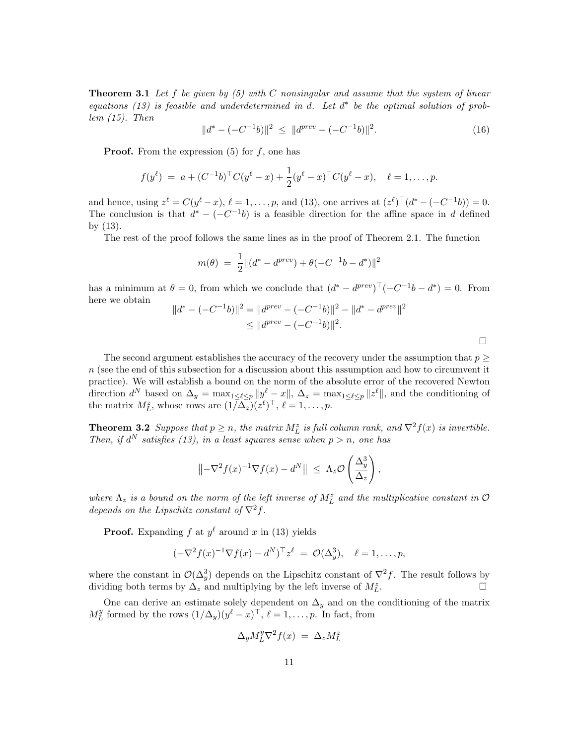**Theorem 3.1** *Let $f$ be given by (5) with $C$ nonsingular and assume that the system of linear equations (13) is feasible and underdetermined in $d$. Let $d^*$ be the optimal solution of problem (15). Then*

$$\|d^* - (-C^{-1}b)\|^2 \;\leq\; \|d^{prev} - (-C^{-1}b)\|^2. \tag{16}$$

**Proof.** From the expression (5) for $f$, one has

$$f(y^\ell) \;=\; a + (C^{-1}b)^\top C(y^\ell - x) + \frac{1}{2}(y^\ell - x)^\top C(y^\ell - x), \quad \ell = 1, \ldots, p.$$

and hence, using $z^\ell = C(y^\ell - x)$, $\ell = 1, \ldots, p$, and (13), one arrives at $(z^\ell)^\top(d^* - (-C^{-1}b)) = 0$. The conclusion is that $d^* - (-C^{-1}b)$ is a feasible direction for the affine space in $d$ defined by (13).

The rest of the proof follows the same lines as in the proof of Theorem 2.1. The function

$$m(\theta) \;=\; \frac{1}{2}\|(d^* - d^{prev}) + \theta(-C^{-1}b - d^*)\|^2$$

has a minimum at $\theta = 0$, from which we conclude that $(d^* - d^{prev})^\top(-C^{-1}b - d^*) = 0$. From here we obtain

$$\begin{aligned}
\|d^* - (-C^{-1}b)\|^2 &= \|d^{prev} - (-C^{-1}b)\|^2 - \|d^* - d^{prev}\|^2 \\
&\leq \|d^{prev} - (-C^{-1}b)\|^2.
\end{aligned}$$

$\square$

The second argument establishes the accuracy of the recovery under the assumption that $p \geq n$ (see the end of this subsection for a discussion about this assumption and how to circumvent it practice). We will establish a bound on the norm of the absolute error of the recovered Newton direction $d^N$ based on $\Delta_y = \max_{1 \leq \ell \leq p} \|y^\ell - x\|$, $\Delta_z = \max_{1 \leq \ell \leq p} \|z^\ell\|$, and the conditioning of the matrix $M_L^z$, whose rows are $(1/\Delta_z)(z^\ell)^\top$, $\ell = 1, \ldots, p$.

**Theorem 3.2** *Suppose that $p \geq n$, the matrix $M_L^z$ is full column rank, and $\nabla^2 f(x)$ is invertible. Then, if $d^N$ satisfies (13), in a least squares sense when $p > n$, one has*

$$\left\|-\nabla^2 f(x)^{-1}\nabla f(x) - d^N\right\| \;\leq\; \Lambda_z \mathcal{O}\left(\frac{\Delta_y^3}{\Delta_z}\right),$$

*where $\Lambda_z$ is a bound on the norm of the left inverse of $M_L^z$ and the multiplicative constant in $\mathcal{O}$ depends on the Lipschitz constant of $\nabla^2 f$.*

**Proof.** Expanding $f$ at $y^\ell$ around $x$ in (13) yields

$$(-\nabla^2 f(x)^{-1}\nabla f(x) - d^N)^\top z^\ell \;=\; \mathcal{O}(\Delta_y^3), \quad \ell = 1, \ldots, p,$$

where the constant in $\mathcal{O}(\Delta_y^3)$ depends on the Lipschitz constant of $\nabla^2 f$. The result follows by dividing both terms by $\Delta_z$ and multiplying by the left inverse of $M_L^z$. $\square$

One can derive an estimate solely dependent on $\Delta_y$ and on the conditioning of the matrix $M_L^y$ formed by the rows $(1/\Delta_y)(y^\ell - x)^\top$, $\ell = 1, \ldots, p$. In fact, from

$$\Delta_y M_L^y \nabla^2 f(x) \;=\; \Delta_z M_L^z$$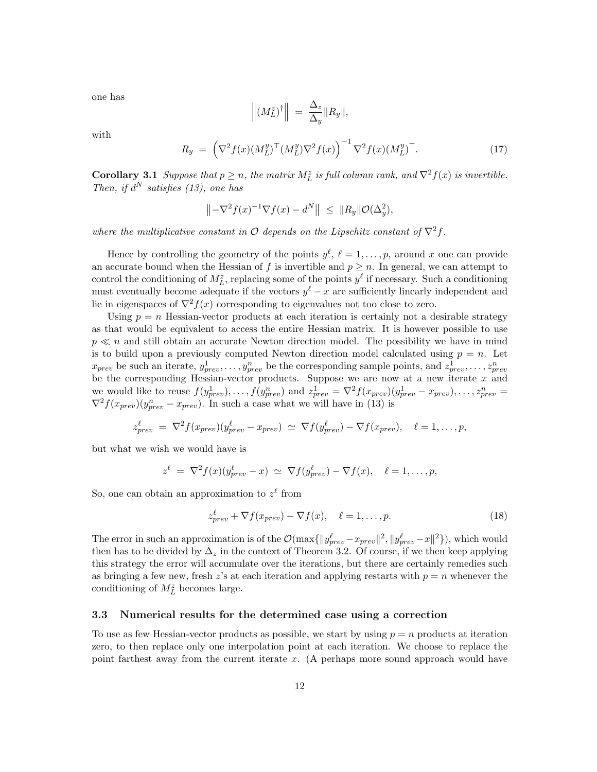one has

$$\left\|(M_{\tilde{L}}^{z})^{\dagger}\right\| \;=\; \frac{\Delta_z}{\Delta_y}\|R_y\|,$$

with

$$R_y \;=\; \left(\nabla^2 f(x)(M_L^y)^\top (M_L^y)\nabla^2 f(x)\right)^{-1}\nabla^2 f(x)(M_L^y)^\top. \tag{17}$$

**Corollary 3.1** *Suppose that $p \geq n$, the matrix $M_{\tilde{L}}^{z}$ is full column rank, and $\nabla^2 f(x)$ is invertible. Then, if $d^N$ satisfies (13), one has*

$$\left\|-\nabla^2 f(x)^{-1}\nabla f(x) - d^N\right\| \;\leq\; \|R_y\|\mathcal{O}(\Delta_y^2),$$

*where the multiplicative constant in $\mathcal{O}$ depends on the Lipschitz constant of $\nabla^2 f$.*

Hence by controlling the geometry of the points $y^\ell$, $\ell = 1,\ldots,p$, around $x$ one can provide an accurate bound when the Hessian of $f$ is invertible and $p \geq n$. In general, we can attempt to control the conditioning of $M_{\tilde{L}}^{z}$, replacing some of the points $y^\ell$ if necessary. Such a conditioning must eventually become adequate if the vectors $y^\ell - x$ are sufficiently linearly independent and lie in eigenspaces of $\nabla^2 f(x)$ corresponding to eigenvalues not too close to zero.

Using $p = n$ Hessian-vector products at each iteration is certainly not a desirable strategy as that would be equivalent to access the entire Hessian matrix. It is however possible to use $p \ll n$ and still obtain an accurate Newton direction model. The possibility we have in mind is to build upon a previously computed Newton direction model calculated using $p = n$. Let $x_{prev}$ be such an iterate, $y_{prev}^1,\ldots,y_{prev}^n$ be the corresponding sample points, and $z_{prev}^1,\ldots,z_{prev}^n$ be the corresponding Hessian-vector products. Suppose we are now at a new iterate $x$ and we would like to reuse $f(y_{prev}^1),\ldots,f(y_{prev}^n)$ and $z_{prev}^1 = \nabla^2 f(x_{prev})(y_{prev}^1 - x_{prev}),\ldots,z_{prev}^n = \nabla^2 f(x_{prev})(y_{prev}^n - x_{prev})$. In such a case what we will have in (13) is

$$z_{prev}^\ell \;=\; \nabla^2 f(x_{prev})(y_{prev}^\ell - x_{prev}) \;\simeq\; \nabla f(y_{prev}^\ell) - \nabla f(x_{prev}), \quad \ell = 1,\ldots,p,$$

but what we wish we would have is

$$z^\ell \;=\; \nabla^2 f(x)(y_{prev}^\ell - x) \;\simeq\; \nabla f(y_{prev}^\ell) - \nabla f(x), \quad \ell = 1,\ldots,p,$$

So, one can obtain an approximation to $z^\ell$ from

$$z_{prev}^\ell + \nabla f(x_{prev}) - \nabla f(x), \quad \ell = 1,\ldots,p. \tag{18}$$

The error in such an approximation is of the $\mathcal{O}(\max\{\|y_{prev}^\ell - x_{prev}\|^2, \|y_{prev}^\ell - x\|^2\})$, which would then has to be divided by $\Delta_z$ in the context of Theorem 3.2. Of course, if we then keep applying this strategy the error will accumulate over the iterations, but there are certainly remedies such as bringing a few new, fresh $z$'s at each iteration and applying restarts with $p = n$ whenever the conditioning of $M_{\tilde{L}}^{z}$ becomes large.

### 3.3 Numerical results for the determined case using a correction

To use as few Hessian-vector products as possible, we start by using $p = n$ products at iteration zero, to then replace only one interpolation point at each iteration. We choose to replace the point farthest away from the current iterate $x$. (A perhaps more sound approach would have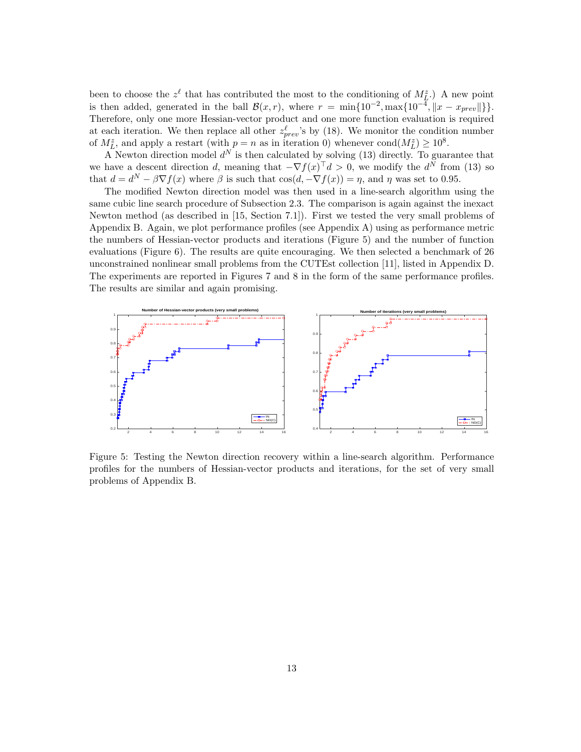been to choose the $z^\ell$ that has contributed the most to the conditioning of $M^z_{\tilde{L}}$.) A new point is then added, generated in the ball $\mathcal{B}(x, r)$, where $r = \min\{10^{-2}, \max\{10^{-4}, \|x - x_{prev}\|\}\}$. Therefore, only one more Hessian-vector product and one more function evaluation is required at each iteration. We then replace all other $z^\ell_{prev}$'s by (18). We monitor the condition number of $M^z_{\tilde{L}}$, and apply a restart (with $p = n$ as in iteration 0) whenever $\text{cond}(M^z_{\tilde{L}}) \geq 10^8$.

A Newton direction model $d^N$ is then calculated by solving (13) directly. To guarantee that we have a descent direction $d$, meaning that $-\nabla f(x)^\top d > 0$, we modify the $d^N$ from (13) so that $d = d^N - \beta \nabla f(x)$ where $\beta$ is such that $\cos(d, -\nabla f(x)) = \eta$, and $\eta$ was set to 0.95.

The modified Newton direction model was then used in a line-search algorithm using the same cubic line search procedure of Subsection 2.3. The comparison is again against the inexact Newton method (as described in [15, Section 7.1]). First we tested the very small problems of Appendix B. Again, we plot performance profiles (see Appendix A) using as performance metric the numbers of Hessian-vector products and iterations (Figure 5) and the number of function evaluations (Figure 6). The results are quite encouraging. We then selected a benchmark of 26 unconstrained nonlinear small problems from the CUTEst collection [11], listed in Appendix D. The experiments are reported in Figures 7 and 8 in the form of the same performance profiles. The results are similar and again promising.

Figure 5: Testing the Newton direction recovery within a line-search algorithm. Performance profiles for the numbers of Hessian-vector products and iterations, for the set of very small problems of Appendix B.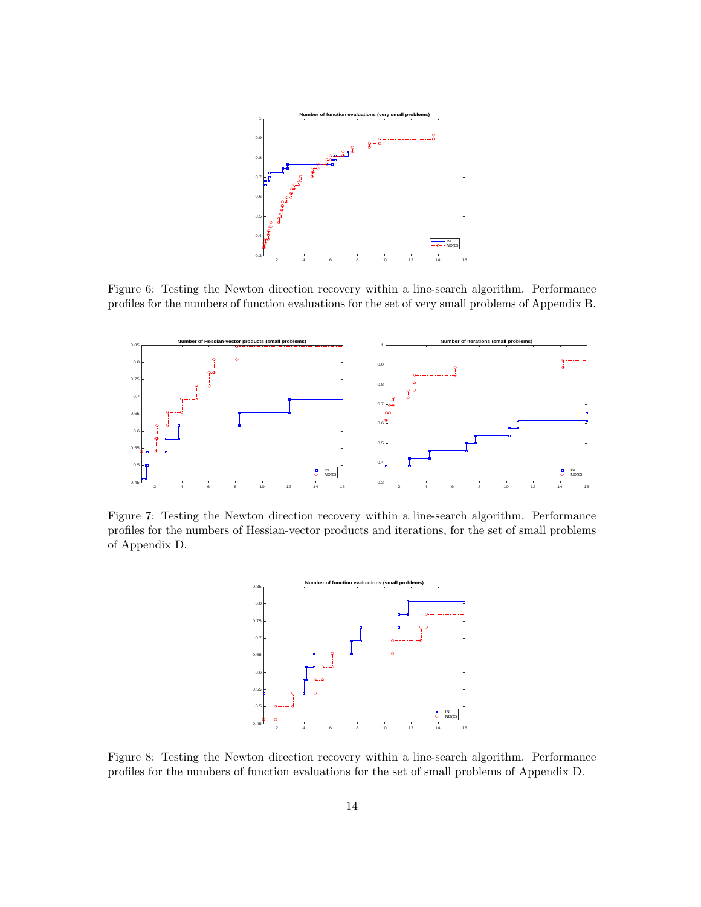Figure 6: Testing the Newton direction recovery within a line-search algorithm. Performance profiles for the numbers of function evaluations for the set of very small problems of Appendix B.

Figure 7: Testing the Newton direction recovery within a line-search algorithm. Performance profiles for the numbers of Hessian-vector products and iterations, for the set of small problems of Appendix D.

Figure 8: Testing the Newton direction recovery within a line-search algorithm. Performance profiles for the numbers of function evaluations for the set of small problems of Appendix D.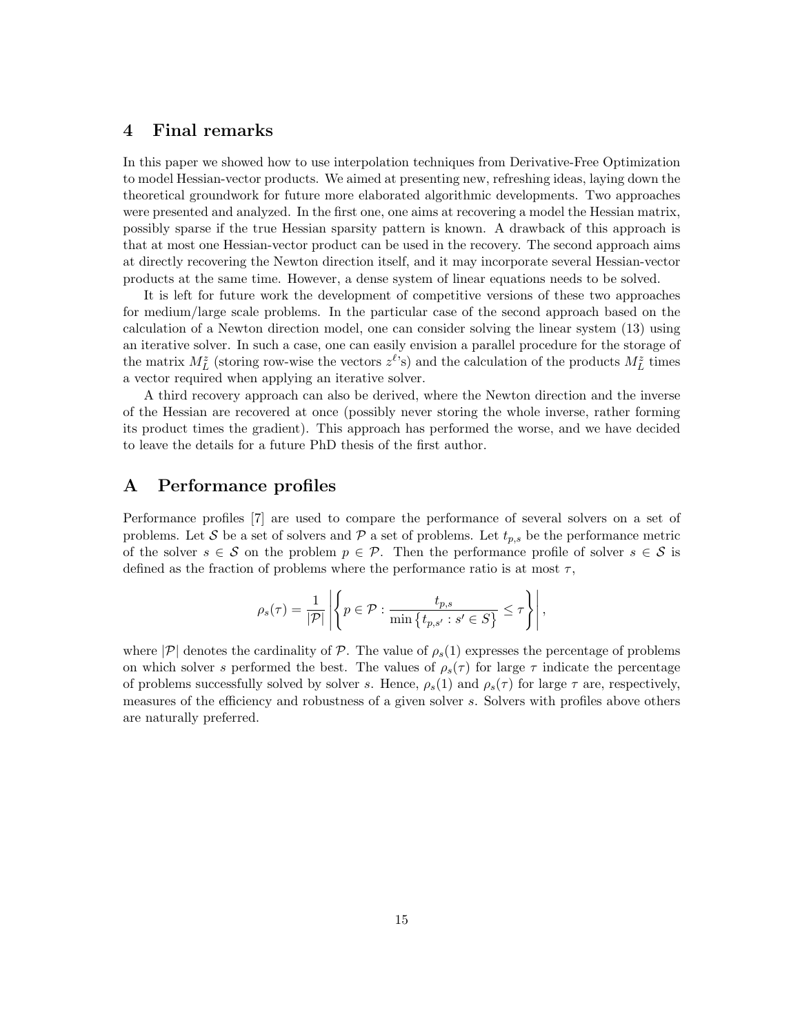## 4 Final remarks

In this paper we showed how to use interpolation techniques from Derivative-Free Optimization to model Hessian-vector products. We aimed at presenting new, refreshing ideas, laying down the theoretical groundwork for future more elaborated algorithmic developments. Two approaches were presented and analyzed. In the first one, one aims at recovering a model the Hessian matrix, possibly sparse if the true Hessian sparsity pattern is known. A drawback of this approach is that at most one Hessian-vector product can be used in the recovery. The second approach aims at directly recovering the Newton direction itself, and it may incorporate several Hessian-vector products at the same time. However, a dense system of linear equations needs to be solved.

It is left for future work the development of competitive versions of these two approaches for medium/large scale problems. In the particular case of the second approach based on the calculation of a Newton direction model, one can consider solving the linear system (13) using an iterative solver. In such a case, one can easily envision a parallel procedure for the storage of the matrix $M_L^z$ (storing row-wise the vectors $z^\ell$'s) and the calculation of the products $M_L^z$ times a vector required when applying an iterative solver.

A third recovery approach can also be derived, where the Newton direction and the inverse of the Hessian are recovered at once (possibly never storing the whole inverse, rather forming its product times the gradient). This approach has performed the worse, and we have decided to leave the details for a future PhD thesis of the first author.

## A Performance profiles

Performance profiles [7] are used to compare the performance of several solvers on a set of problems. Let $\mathcal{S}$ be a set of solvers and $\mathcal{P}$ a set of problems. Let $t_{p,s}$ be the performance metric of the solver $s \in \mathcal{S}$ on the problem $p \in \mathcal{P}$. Then the performance profile of solver $s \in \mathcal{S}$ is defined as the fraction of problems where the performance ratio is at most $\tau$,

$$\rho_s(\tau) = \frac{1}{|\mathcal{P}|} \left| \left\{ p \in \mathcal{P} : \frac{t_{p,s}}{\min\left\{t_{p,s'} : s' \in S\right\}} \leq \tau \right\} \right|,$$

where $|\mathcal{P}|$ denotes the cardinality of $\mathcal{P}$. The value of $\rho_s(1)$ expresses the percentage of problems on which solver $s$ performed the best. The values of $\rho_s(\tau)$ for large $\tau$ indicate the percentage of problems successfully solved by solver $s$. Hence, $\rho_s(1)$ and $\rho_s(\tau)$ for large $\tau$ are, respectively, measures of the efficiency and robustness of a given solver $s$. Solvers with profiles above others are naturally preferred.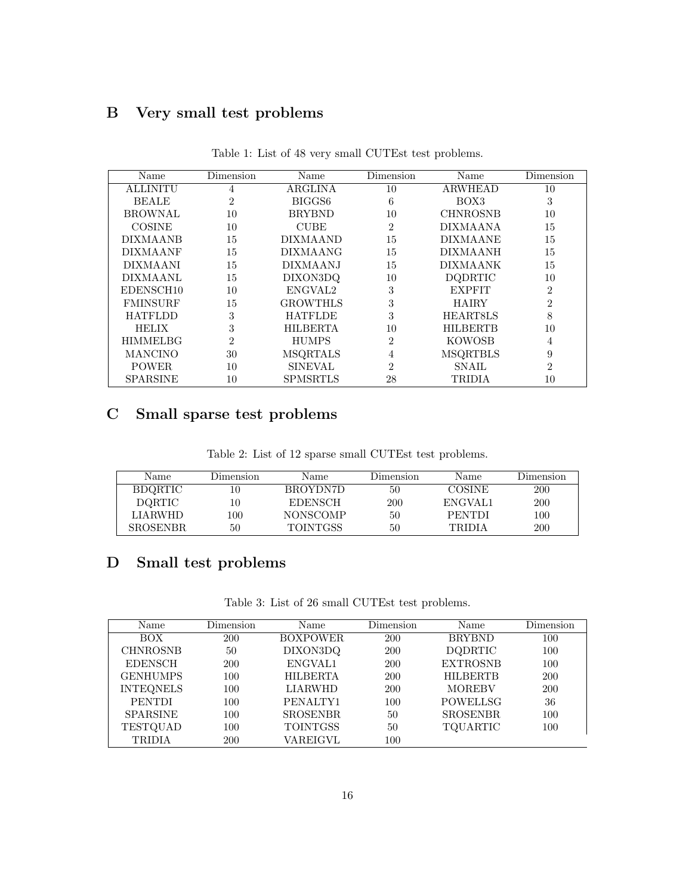## B Very small test problems

Table 1: List of 48 very small CUTEst test problems.

| Name | Dimension | Name | Dimension | Name | Dimension |
|---|---|---|---|---|---|
| ALLINITU | 4 | ARGLINA | 10 | ARWHEAD | 10 |
| BEALE | 2 | BIGGS6 | 6 | BOX3 | 3 |
| BROWNAL | 10 | BRYBND | 10 | CHNROSNB | 10 |
| COSINE | 10 | CUBE | 2 | DIXMAANA | 15 |
| DIXMAANB | 15 | DIXMAAND | 15 | DIXMAANE | 15 |
| DIXMAANF | 15 | DIXMAANG | 15 | DIXMAANH | 15 |
| DIXMAANI | 15 | DIXMAANJ | 15 | DIXMAANK | 15 |
| DIXMAANL | 15 | DIXON3DQ | 10 | DQDRTIC | 10 |
| EDENSCH10 | 10 | ENGVAL2 | 3 | EXPFIT | 2 |
| FMINSURF | 15 | GROWTHLS | 3 | HAIRY | 2 |
| HATFLDD | 3 | HATFLDE | 3 | HEART8LS | 8 |
| HELIX | 3 | HILBERTA | 10 | HILBERTB | 10 |
| HIMMELBG | 2 | HUMPS | 2 | KOWOSB | 4 |
| MANCINO | 30 | MSQRTALS | 4 | MSQRTBLS | 9 |
| POWER | 10 | SINEVAL | 2 | SNAIL | 2 |
| SPARSINE | 10 | SPMSRTLS | 28 | TRIDIA | 10 |

## C Small sparse test problems

Table 2: List of 12 sparse small CUTEst test problems.

| Name | Dimension | Name | Dimension | Name | Dimension |
|---|---|---|---|---|---|
| BDQRTIC | 10 | BROYDN7D | 50 | COSINE | 200 |
| DQRTIC | 10 | EDENSCH | 200 | ENGVAL1 | 200 |
| LIARWHD | 100 | NONSCOMP | 50 | PENTDI | 100 |
| SROSENBR | 50 | TOINTGSS | 50 | TRIDIA | 200 |

## D Small test problems

Table 3: List of 26 small CUTEst test problems.

| Name | Dimension | Name | Dimension | Name | Dimension |
|---|---|---|---|---|---|
| BOX | 200 | BOXPOWER | 200 | BRYBND | 100 |
| CHNROSNB | 50 | DIXON3DQ | 200 | DQDRTIC | 100 |
| EDENSCH | 200 | ENGVAL1 | 200 | EXTROSNB | 100 |
| GENHUMPS | 100 | HILBERTA | 200 | HILBERTB | 200 |
| INTEQNELS | 100 | LIARWHD | 200 | MOREBV | 200 |
| PENTDI | 100 | PENALTY1 | 100 | POWELLSG | 36 |
| SPARSINE | 100 | SROSENBR | 50 | SROSENBR | 100 |
| TESTQUAD | 100 | TOINTGSS | 50 | TQUARTIC | 100 |
| TRIDIA | 200 | VAREIGVL | 100 | | |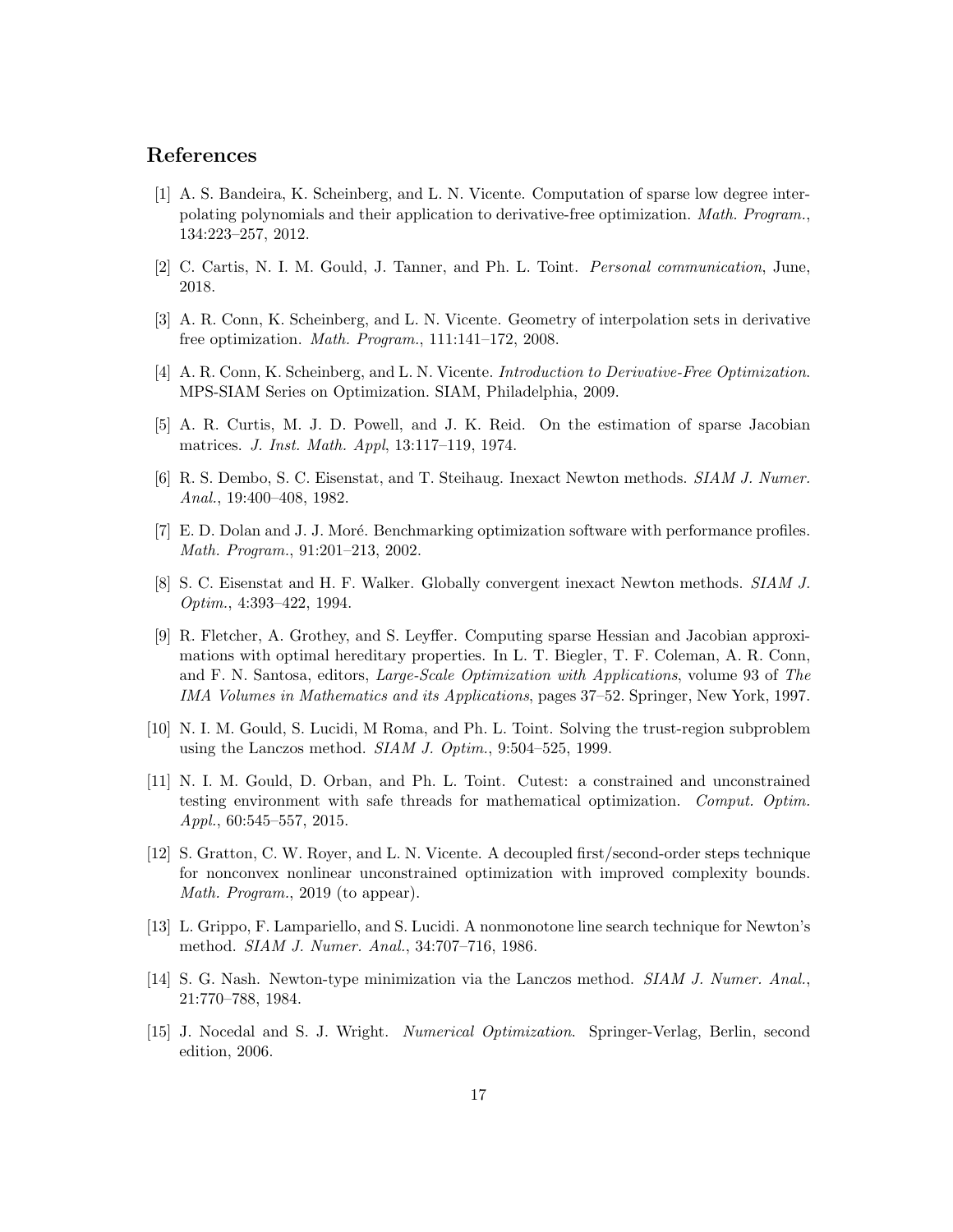## References

[1] A. S. Bandeira, K. Scheinberg, and L. N. Vicente. Computation of sparse low degree interpolating polynomials and their application to derivative-free optimization. *Math. Program.*, 134:223–257, 2012.

[2] C. Cartis, N. I. M. Gould, J. Tanner, and Ph. L. Toint. *Personal communication*, June, 2018.

[3] A. R. Conn, K. Scheinberg, and L. N. Vicente. Geometry of interpolation sets in derivative free optimization. *Math. Program.*, 111:141–172, 2008.

[4] A. R. Conn, K. Scheinberg, and L. N. Vicente. *Introduction to Derivative-Free Optimization*. MPS-SIAM Series on Optimization. SIAM, Philadelphia, 2009.

[5] A. R. Curtis, M. J. D. Powell, and J. K. Reid. On the estimation of sparse Jacobian matrices. *J. Inst. Math. Appl*, 13:117–119, 1974.

[6] R. S. Dembo, S. C. Eisenstat, and T. Steihaug. Inexact Newton methods. *SIAM J. Numer. Anal.*, 19:400–408, 1982.

[7] E. D. Dolan and J. J. Moré. Benchmarking optimization software with performance profiles. *Math. Program.*, 91:201–213, 2002.

[8] S. C. Eisenstat and H. F. Walker. Globally convergent inexact Newton methods. *SIAM J. Optim.*, 4:393–422, 1994.

[9] R. Fletcher, A. Grothey, and S. Leyffer. Computing sparse Hessian and Jacobian approximations with optimal hereditary properties. In L. T. Biegler, T. F. Coleman, A. R. Conn, and F. N. Santosa, editors, *Large-Scale Optimization with Applications*, volume 93 of *The IMA Volumes in Mathematics and its Applications*, pages 37–52. Springer, New York, 1997.

[10] N. I. M. Gould, S. Lucidi, M Roma, and Ph. L. Toint. Solving the trust-region subproblem using the Lanczos method. *SIAM J. Optim.*, 9:504–525, 1999.

[11] N. I. M. Gould, D. Orban, and Ph. L. Toint. Cutest: a constrained and unconstrained testing environment with safe threads for mathematical optimization. *Comput. Optim. Appl.*, 60:545–557, 2015.

[12] S. Gratton, C. W. Royer, and L. N. Vicente. A decoupled first/second-order steps technique for nonconvex nonlinear unconstrained optimization with improved complexity bounds. *Math. Program.*, 2019 (to appear).

[13] L. Grippo, F. Lampariello, and S. Lucidi. A nonmonotone line search technique for Newton's method. *SIAM J. Numer. Anal.*, 34:707–716, 1986.

[14] S. G. Nash. Newton-type minimization via the Lanczos method. *SIAM J. Numer. Anal.*, 21:770–788, 1984.

[15] J. Nocedal and S. J. Wright. *Numerical Optimization*. Springer-Verlag, Berlin, second edition, 2006.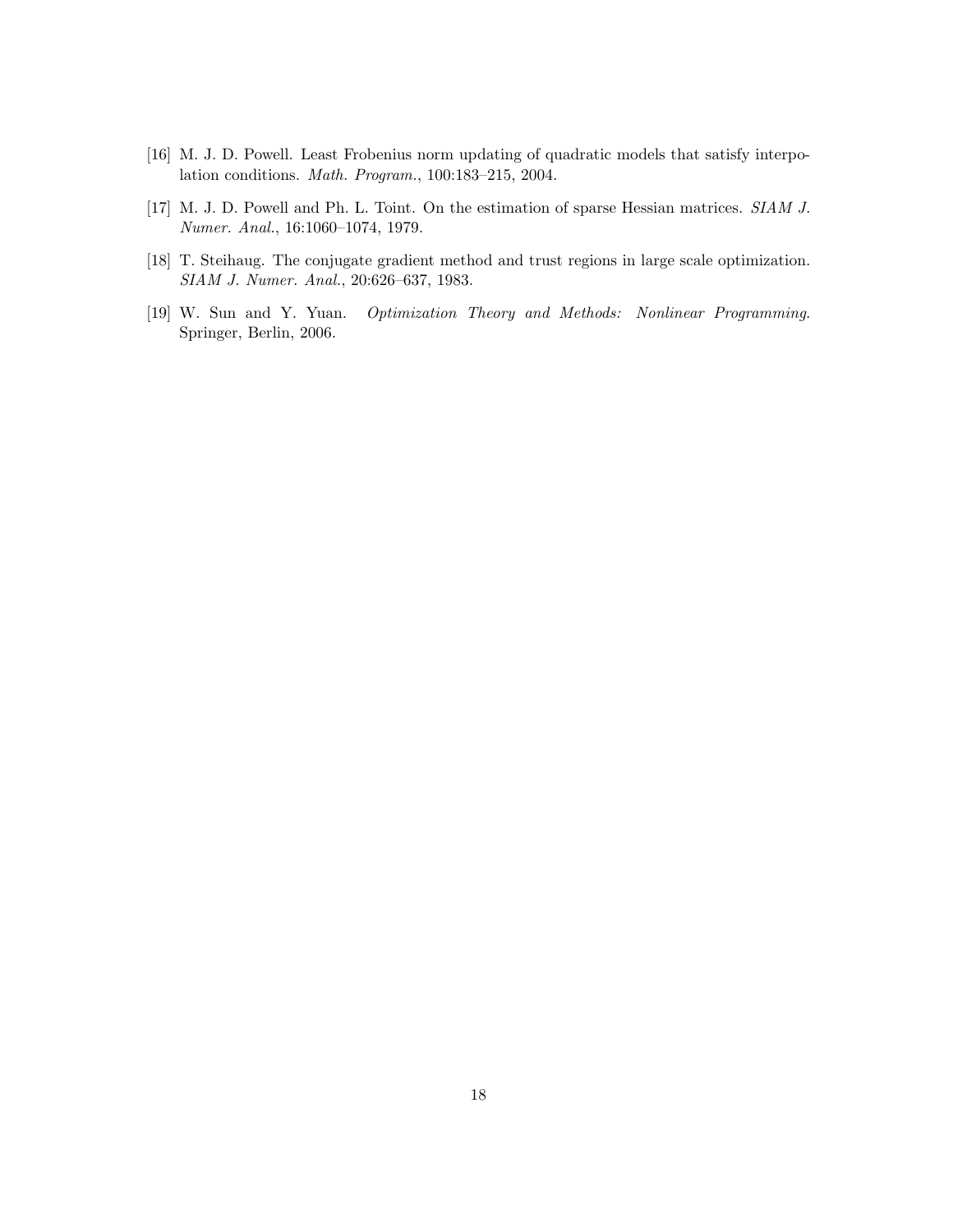[16] M. J. D. Powell. Least Frobenius norm updating of quadratic models that satisfy interpolation conditions. *Math. Program.*, 100:183–215, 2004.

[17] M. J. D. Powell and Ph. L. Toint. On the estimation of sparse Hessian matrices. *SIAM J. Numer. Anal.*, 16:1060–1074, 1979.

[18] T. Steihaug. The conjugate gradient method and trust regions in large scale optimization. *SIAM J. Numer. Anal.*, 20:626–637, 1983.

[19] W. Sun and Y. Yuan. *Optimization Theory and Methods: Nonlinear Programming*. Springer, Berlin, 2006.